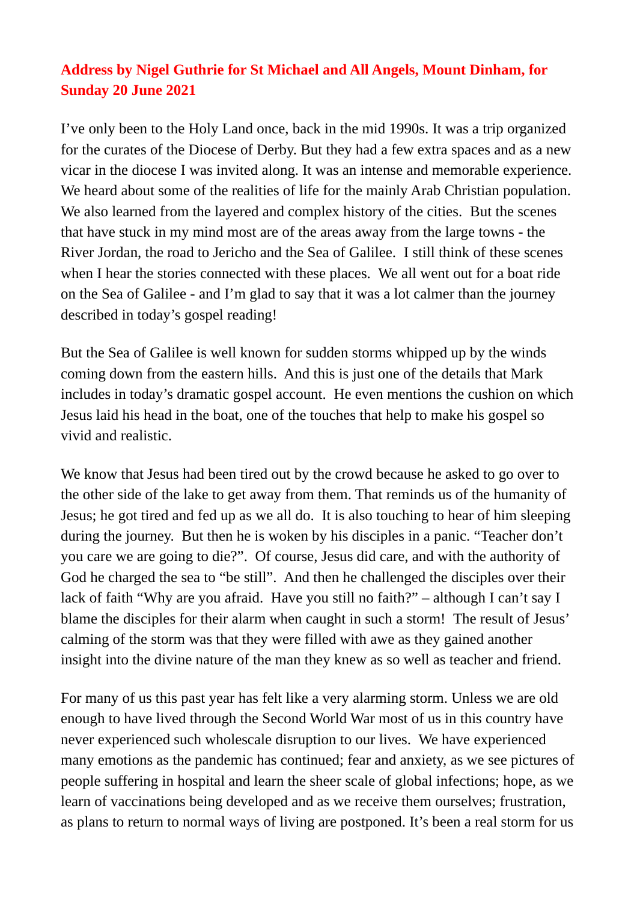**Address by Nigel Guthrie for St Michael and All Angels, Mount Dinham, for Sunday 20 June 2021**

I've only been to the Holy Land once, back in the mid 1990s. It was a trip organized for the curates of the Diocese of Derby. But they had a few extra spaces and as a new vicar in the diocese I was invited along. It was an intense and memorable experience. We heard about some of the realities of life for the mainly Arab Christian population. We also learned from the layered and complex history of the cities. But the scenes that have stuck in my mind most are of the areas away from the large towns - the River Jordan, the road to Jericho and the Sea of Galilee. I still think of these scenes when I hear the stories connected with these places. We all went out for a boat ride on the Sea of Galilee - and I'm glad to say that it was a lot calmer than the journey described in today's gospel reading!

But the Sea of Galilee is well known for sudden storms whipped up by the winds coming down from the eastern hills. And this is just one of the details that Mark includes in today's dramatic gospel account. He even mentions the cushion on which Jesus laid his head in the boat, one of the touches that help to make his gospel so vivid and realistic.

We know that Jesus had been tired out by the crowd because he asked to go over to the other side of the lake to get away from them. That reminds us of the humanity of Jesus; he got tired and fed up as we all do. It is also touching to hear of him sleeping during the journey. But then he is woken by his disciples in a panic. "Teacher don't you care we are going to die?". Of course, Jesus did care, and with the authority of God he charged the sea to "be still". And then he challenged the disciples over their lack of faith "Why are you afraid. Have you still no faith?" – although I can't say I blame the disciples for their alarm when caught in such a storm! The result of Jesus' calming of the storm was that they were filled with awe as they gained another insight into the divine nature of the man they knew as so well as teacher and friend.

For many of us this past year has felt like a very alarming storm. Unless we are old enough to have lived through the Second World War most of us in this country have never experienced such wholescale disruption to our lives. We have experienced many emotions as the pandemic has continued; fear and anxiety, as we see pictures of people suffering in hospital and learn the sheer scale of global infections; hope, as we learn of vaccinations being developed and as we receive them ourselves; frustration, as plans to return to normal ways of living are postponed. It's been a real storm for us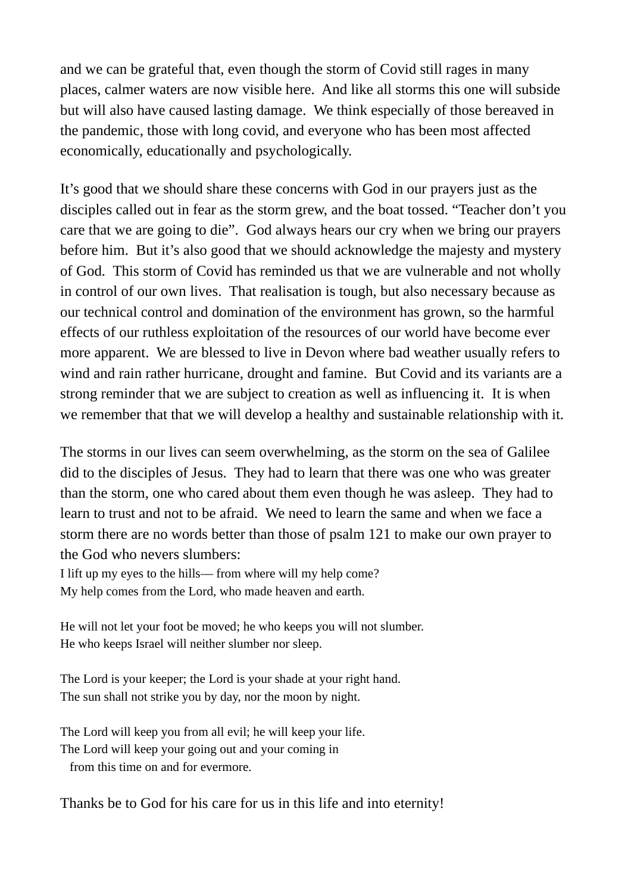and we can be grateful that, even though the storm of Covid still rages in many places, calmer waters are now visible here. And like all storms this one will subside but will also have caused lasting damage. We think especially of those bereaved in the pandemic, those with long covid, and everyone who has been most affected economically, educationally and psychologically.

It's good that we should share these concerns with God in our prayers just as the disciples called out in fear as the storm grew, and the boat tossed. "Teacher don't you care that we are going to die". God always hears our cry when we bring our prayers before him. But it's also good that we should acknowledge the majesty and mystery of God. This storm of Covid has reminded us that we are vulnerable and not wholly in control of our own lives. That realisation is tough, but also necessary because as our technical control and domination of the environment has grown, so the harmful effects of our ruthless exploitation of the resources of our world have become ever more apparent. We are blessed to live in Devon where bad weather usually refers to wind and rain rather hurricane, drought and famine. But Covid and its variants are a strong reminder that we are subject to creation as well as influencing it. It is when we remember that that we will develop a healthy and sustainable relationship with it.

The storms in our lives can seem overwhelming, as the storm on the sea of Galilee did to the disciples of Jesus. They had to learn that there was one who was greater than the storm, one who cared about them even though he was asleep. They had to learn to trust and not to be afraid. We need to learn the same and when we face a storm there are no words better than those of psalm 121 to make our own prayer to the God who nevers slumbers:

I lift up my eyes to the hills— from where will my help come?
My help comes from the Lord, who made heaven and earth.

He will not let your foot be moved; he who keeps you will not slumber.
He who keeps Israel will neither slumber nor sleep.

The Lord is your keeper; the Lord is your shade at your right hand.
The sun shall not strike you by day, nor the moon by night.

The Lord will keep you from all evil; he will keep your life.
The Lord will keep your going out and your coming in
from this time on and for evermore.

Thanks be to God for his care for us in this life and into eternity!